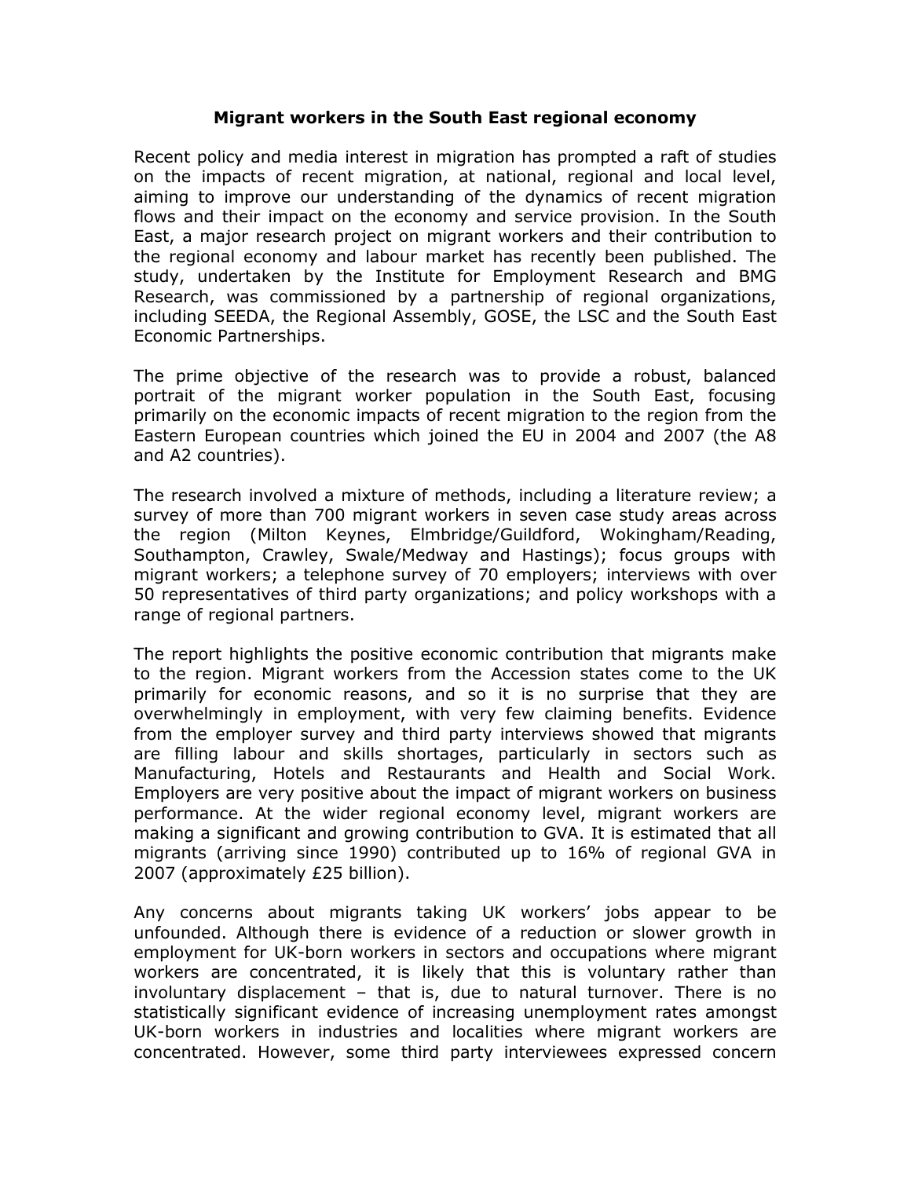# Migrant workers in the South East regional economy

Recent policy and media interest in migration has prompted a raft of studies on the impacts of recent migration, at national, regional and local level, aiming to improve our understanding of the dynamics of recent migration flows and their impact on the economy and service provision. In the South East, a major research project on migrant workers and their contribution to the regional economy and labour market has recently been published. The study, undertaken by the Institute for Employment Research and BMG Research, was commissioned by a partnership of regional organizations, including SEEDA, the Regional Assembly, GOSE, the LSC and the South East Economic Partnerships.

The prime objective of the research was to provide a robust, balanced portrait of the migrant worker population in the South East, focusing primarily on the economic impacts of recent migration to the region from the Eastern European countries which joined the EU in 2004 and 2007 (the A8 and A2 countries).

The research involved a mixture of methods, including a literature review; a survey of more than 700 migrant workers in seven case study areas across the region (Milton Keynes, Elmbridge/Guildford, Wokingham/Reading, Southampton, Crawley, Swale/Medway and Hastings); focus groups with migrant workers; a telephone survey of 70 employers; interviews with over 50 representatives of third party organizations; and policy workshops with a range of regional partners.

The report highlights the positive economic contribution that migrants make to the region. Migrant workers from the Accession states come to the UK primarily for economic reasons, and so it is no surprise that they are overwhelmingly in employment, with very few claiming benefits. Evidence from the employer survey and third party interviews showed that migrants are filling labour and skills shortages, particularly in sectors such as Manufacturing, Hotels and Restaurants and Health and Social Work. Employers are very positive about the impact of migrant workers on business performance. At the wider regional economy level, migrant workers are making a significant and growing contribution to GVA. It is estimated that all migrants (arriving since 1990) contributed up to 16% of regional GVA in 2007 (approximately £25 billion).

Any concerns about migrants taking UK workers' jobs appear to be unfounded. Although there is evidence of a reduction or slower growth in employment for UK-born workers in sectors and occupations where migrant workers are concentrated, it is likely that this is voluntary rather than involuntary displacement – that is, due to natural turnover. There is no statistically significant evidence of increasing unemployment rates amongst UK-born workers in industries and localities where migrant workers are concentrated. However, some third party interviewees expressed concern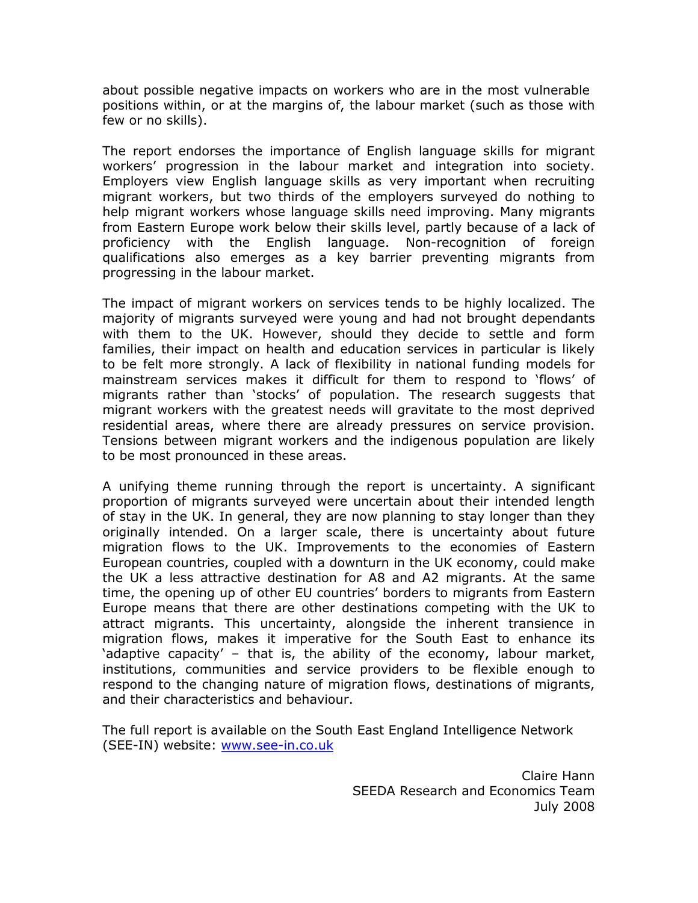about possible negative impacts on workers who are in the most vulnerable positions within, or at the margins of, the labour market (such as those with few or no skills).

The report endorses the importance of English language skills for migrant workers' progression in the labour market and integration into society. Employers view English language skills as very important when recruiting migrant workers, but two thirds of the employers surveyed do nothing to help migrant workers whose language skills need improving. Many migrants from Eastern Europe work below their skills level, partly because of a lack of proficiency with the English language. Non-recognition of foreign qualifications also emerges as a key barrier preventing migrants from progressing in the labour market.

The impact of migrant workers on services tends to be highly localized. The majority of migrants surveyed were young and had not brought dependants with them to the UK. However, should they decide to settle and form families, their impact on health and education services in particular is likely to be felt more strongly. A lack of flexibility in national funding models for mainstream services makes it difficult for them to respond to 'flows' of migrants rather than 'stocks' of population. The research suggests that migrant workers with the greatest needs will gravitate to the most deprived residential areas, where there are already pressures on service provision. Tensions between migrant workers and the indigenous population are likely to be most pronounced in these areas.

A unifying theme running through the report is uncertainty. A significant proportion of migrants surveyed were uncertain about their intended length of stay in the UK. In general, they are now planning to stay longer than they originally intended. On a larger scale, there is uncertainty about future migration flows to the UK. Improvements to the economies of Eastern European countries, coupled with a downturn in the UK economy, could make the UK a less attractive destination for A8 and A2 migrants. At the same time, the opening up of other EU countries' borders to migrants from Eastern Europe means that there are other destinations competing with the UK to attract migrants. This uncertainty, alongside the inherent transience in migration flows, makes it imperative for the South East to enhance its 'adaptive capacity' – that is, the ability of the economy, labour market, institutions, communities and service providers to be flexible enough to respond to the changing nature of migration flows, destinations of migrants, and their characteristics and behaviour.

The full report is available on the South East England Intelligence Network (SEE-IN) website: [www.see-in.co.uk](http://www.see-in.co.uk)

Claire Hann
SEEDA Research and Economics Team
July 2008